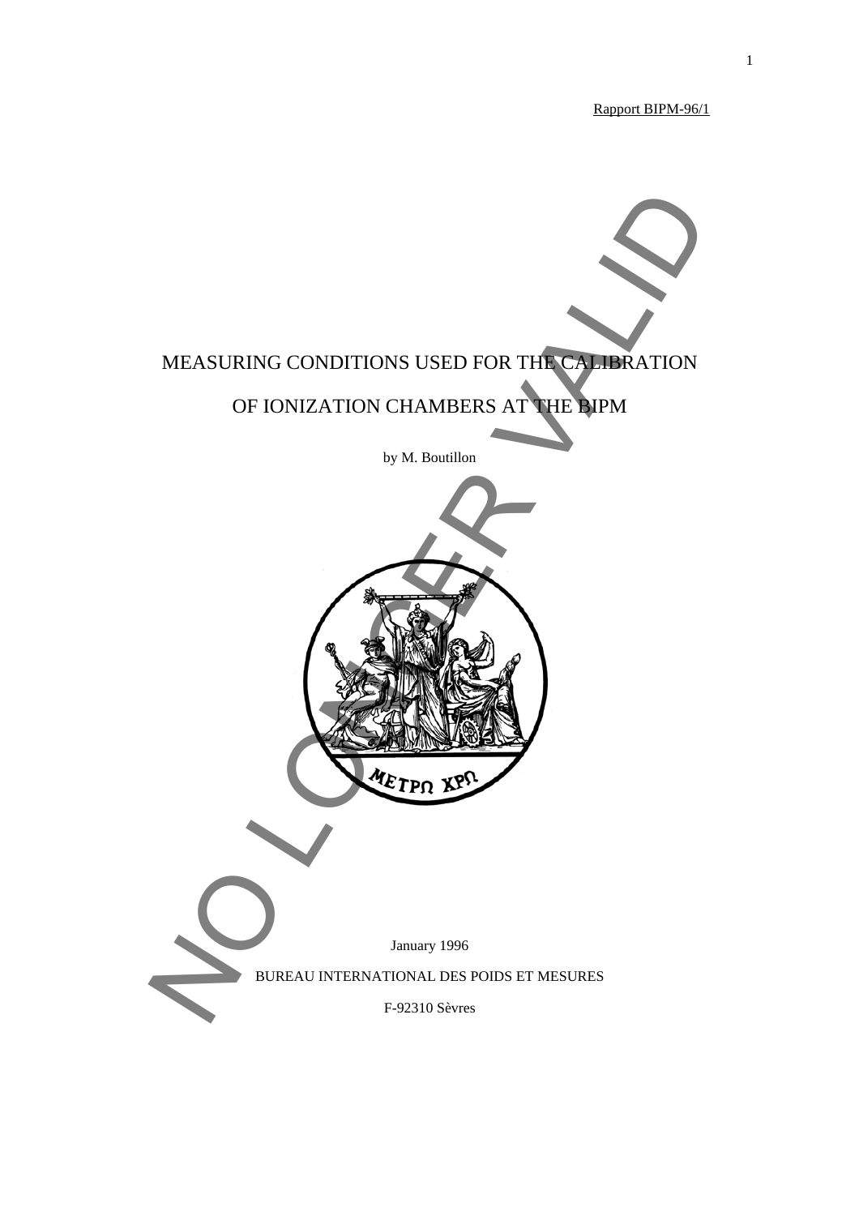Rapport BIPM-96/1

# MEASURING CONDITIONS USED FOR THE CALIBRATION OF IONIZATION CHAMBERS AT THE BIPM

by M. Boutillon

NO LONGER VALID

January 1996

BUREAU INTERNATIONAL DES POIDS ET MESURES

F-92310 Sèvres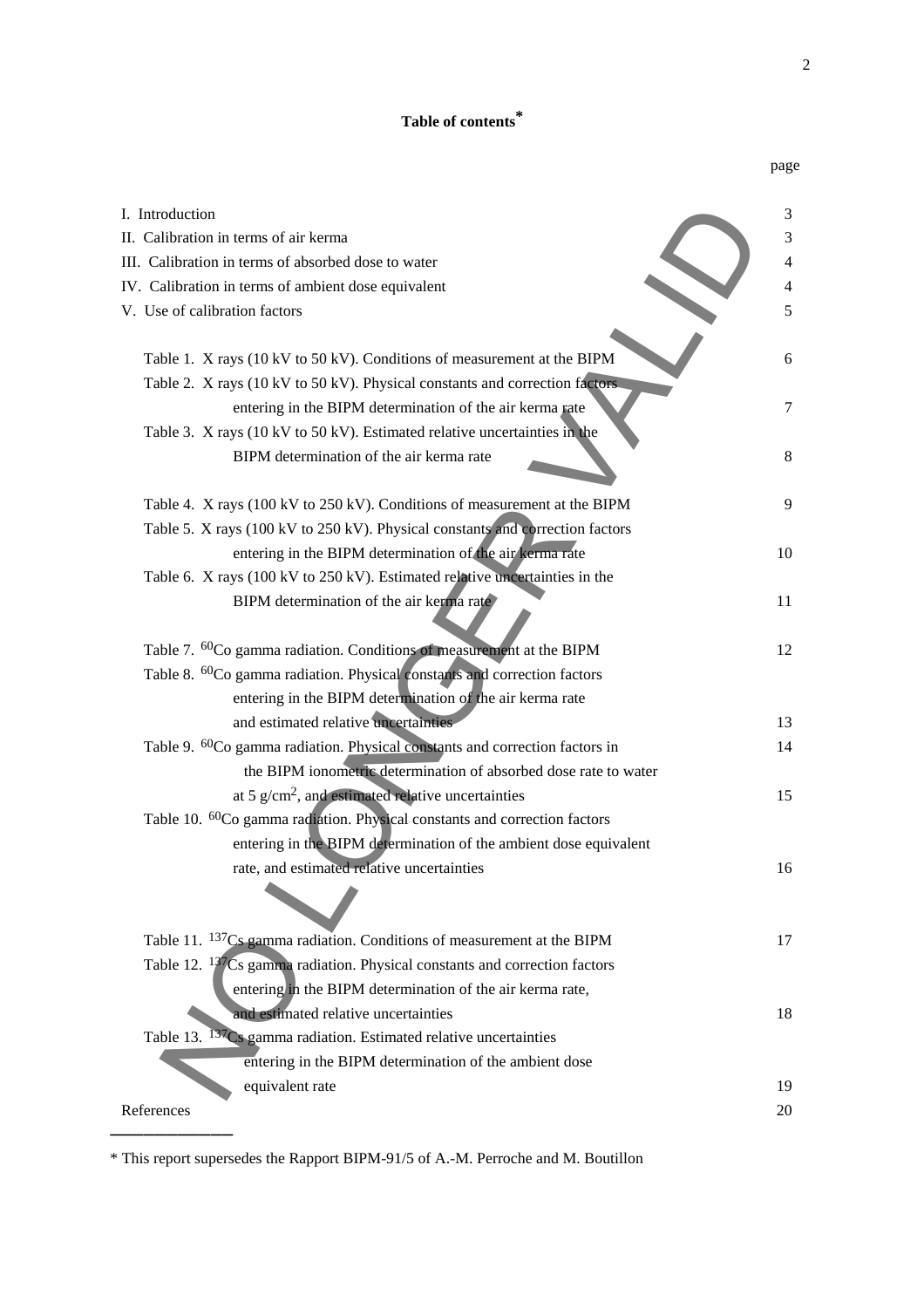# Table of contents*

| | page |
|---|---|
| I. Introduction | 3 |
| II. Calibration in terms of air kerma | 3 |
| III. Calibration in terms of absorbed dose to water | 4 |
| IV. Calibration in terms of ambient dose equivalent | 4 |
| V. Use of calibration factors | 5 |
| Table 1. X rays (10 kV to 50 kV). Conditions of measurement at the BIPM | 6 |
| Table 2. X rays (10 kV to 50 kV). Physical constants and correction factors entering in the BIPM determination of the air kerma rate | 7 |
| Table 3. X rays (10 kV to 50 kV). Estimated relative uncertainties in the BIPM determination of the air kerma rate | 8 |
| Table 4. X rays (100 kV to 250 kV). Conditions of measurement at the BIPM | 9 |
| Table 5. X rays (100 kV to 250 kV). Physical constants and correction factors entering in the BIPM determination of the air kerma rate | 10 |
| Table 6. X rays (100 kV to 250 kV). Estimated relative uncertainties in the BIPM determination of the air kerma rate | 11 |
| Table 7. $^{60}$Co gamma radiation. Conditions of measurement at the BIPM | 12 |
| Table 8. $^{60}$Co gamma radiation. Physical constants and correction factors entering in the BIPM determination of the air kerma rate and estimated relative uncertainties | 13 |
| Table 9. $^{60}$Co gamma radiation. Physical constants and correction factors in the BIPM ionometric determination of absorbed dose rate to water at 5 g/cm$^2$, and estimated relative uncertainties | 14<br>15 |
| Table 10. $^{60}$Co gamma radiation. Physical constants and correction factors entering in the BIPM determination of the ambient dose equivalent rate, and estimated relative uncertainties | 16 |
| Table 11. $^{137}$Cs gamma radiation. Conditions of measurement at the BIPM | 17 |
| Table 12. $^{137}$Cs gamma radiation. Physical constants and correction factors entering in the BIPM determination of the air kerma rate, and estimated relative uncertainties | 18 |
| Table 13. $^{137}$Cs gamma radiation. Estimated relative uncertainties entering in the BIPM determination of the ambient dose equivalent rate | 19 |
| References | 20 |

* This report supersedes the Rapport BIPM-91/5 of A.-M. Perroche and M. Boutillon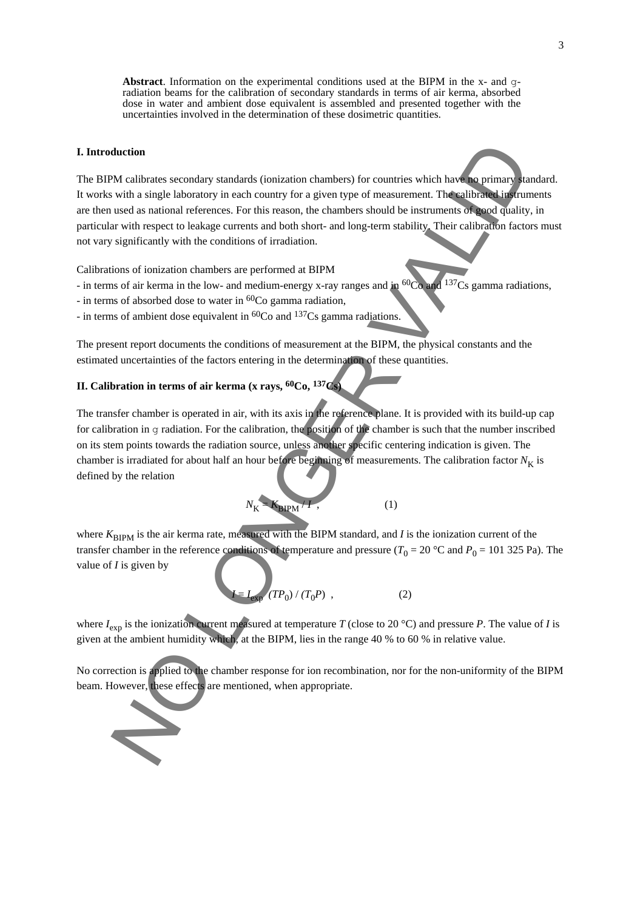**Abstract**. Information on the experimental conditions used at the BIPM in the x- and γ-radiation beams for the calibration of secondary standards in terms of air kerma, absorbed dose in water and ambient dose equivalent is assembled and presented together with the uncertainties involved in the determination of these dosimetric quantities.

## I. Introduction

The BIPM calibrates secondary standards (ionization chambers) for countries which have no primary standard. It works with a single laboratory in each country for a given type of measurement. The calibrated instruments are then used as national references. For this reason, the chambers should be instruments of good quality, in particular with respect to leakage currents and both short- and long-term stability. Their calibration factors must not vary significantly with the conditions of irradiation.

Calibrations of ionization chambers are performed at BIPM

- in terms of air kerma in the low- and medium-energy x-ray ranges and in $^{60}$Co and $^{137}$Cs gamma radiations,
- in terms of absorbed dose to water in $^{60}$Co gamma radiation,
- in terms of ambient dose equivalent in $^{60}$Co and $^{137}$Cs gamma radiations.

The present report documents the conditions of measurement at the BIPM, the physical constants and the estimated uncertainties of the factors entering in the determination of these quantities.

## II. Calibration in terms of air kerma (x rays, $^{60}$Co, $^{137}$Cs)

The transfer chamber is operated in air, with its axis in the reference plane. It is provided with its build-up cap for calibration in γ radiation. For the calibration, the position of the chamber is such that the number inscribed on its stem points towards the radiation source, unless another specific centering indication is given. The chamber is irradiated for about half an hour before beginning of measurements. The calibration factor $N_K$ is defined by the relation

$$N_K = K_{BIPM} / I \ , \qquad (1)$$

where $K_{BIPM}$ is the air kerma rate, measured with the BIPM standard, and $I$ is the ionization current of the transfer chamber in the reference conditions of temperature and pressure ($T_0$ = 20 °C and $P_0$ = 101 325 Pa). The value of $I$ is given by

$$I = I_{exp} \ (TP_0) / (T_0P) \ , \qquad (2)$$

where $I_{exp}$ is the ionization current measured at temperature $T$ (close to 20 °C) and pressure $P$. The value of $I$ is given at the ambient humidity which, at the BIPM, lies in the range 40 % to 60 % in relative value.

No correction is applied to the chamber response for ion recombination, nor for the non-uniformity of the BIPM beam. However, these effects are mentioned, when appropriate.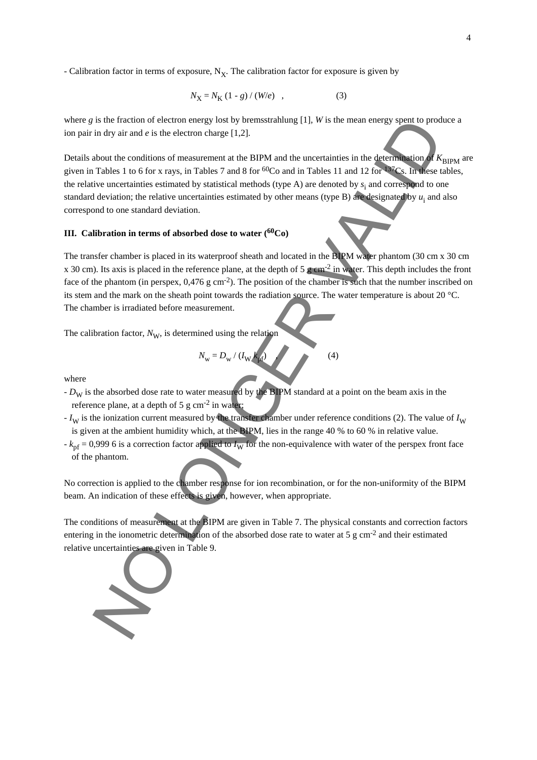- Calibration factor in terms of exposure, $N_X$. The calibration factor for exposure is given by

$$N_X = N_K\,(1 - g) / (W/e) \quad , \qquad (3)$$

where $g$ is the fraction of electron energy lost by bremsstrahlung [1], $W$ is the mean energy spent to produce a ion pair in dry air and $e$ is the electron charge [1,2].

Details about the conditions of measurement at the BIPM and the uncertainties in the determination of $K_{BIPM}$ are given in Tables 1 to 6 for x rays, in Tables 7 and 8 for $^{60}$Co and in Tables 11 and 12 for $^{137}$Cs. In these tables, the relative uncertainties estimated by statistical methods (type A) are denoted by $s_i$ and correspond to one standard deviation; the relative uncertainties estimated by other means (type B) are designated by $u_i$ and also correspond to one standard deviation.

## III. Calibration in terms of absorbed dose to water ($^{60}$Co)

The transfer chamber is placed in its waterproof sheath and located in the BIPM water phantom (30 cm x 30 cm x 30 cm). Its axis is placed in the reference plane, at the depth of 5 g cm$^{-2}$ in water. This depth includes the front face of the phantom (in perspex, 0,476 g cm$^{-2}$). The position of the chamber is such that the number inscribed on its stem and the mark on the sheath point towards the radiation source. The water temperature is about 20 °C. The chamber is irradiated before measurement.

The calibration factor, $N_W$, is determined using the relation

$$N_w = D_w / (I_W\, k_{pf}) \quad , \qquad (4)$$

where

- $D_W$ is the absorbed dose rate to water measured by the BIPM standard at a point on the beam axis in the reference plane, at a depth of 5 g cm$^{-2}$ in water;
- $I_W$ is the ionization current measured by the transfer chamber under reference conditions (2). The value of $I_W$ is given at the ambient humidity which, at the BIPM, lies in the range 40 % to 60 % in relative value.
- $k_{pf}$ = 0,999 6 is a correction factor applied to $I_W$ for the non-equivalence with water of the perspex front face of the phantom.

No correction is applied to the chamber response for ion recombination, or for the non-uniformity of the BIPM beam. An indication of these effects is given, however, when appropriate.

The conditions of measurement at the BIPM are given in Table 7. The physical constants and correction factors entering in the ionometric determination of the absorbed dose rate to water at 5 g cm$^{-2}$ and their estimated relative uncertainties are given in Table 9.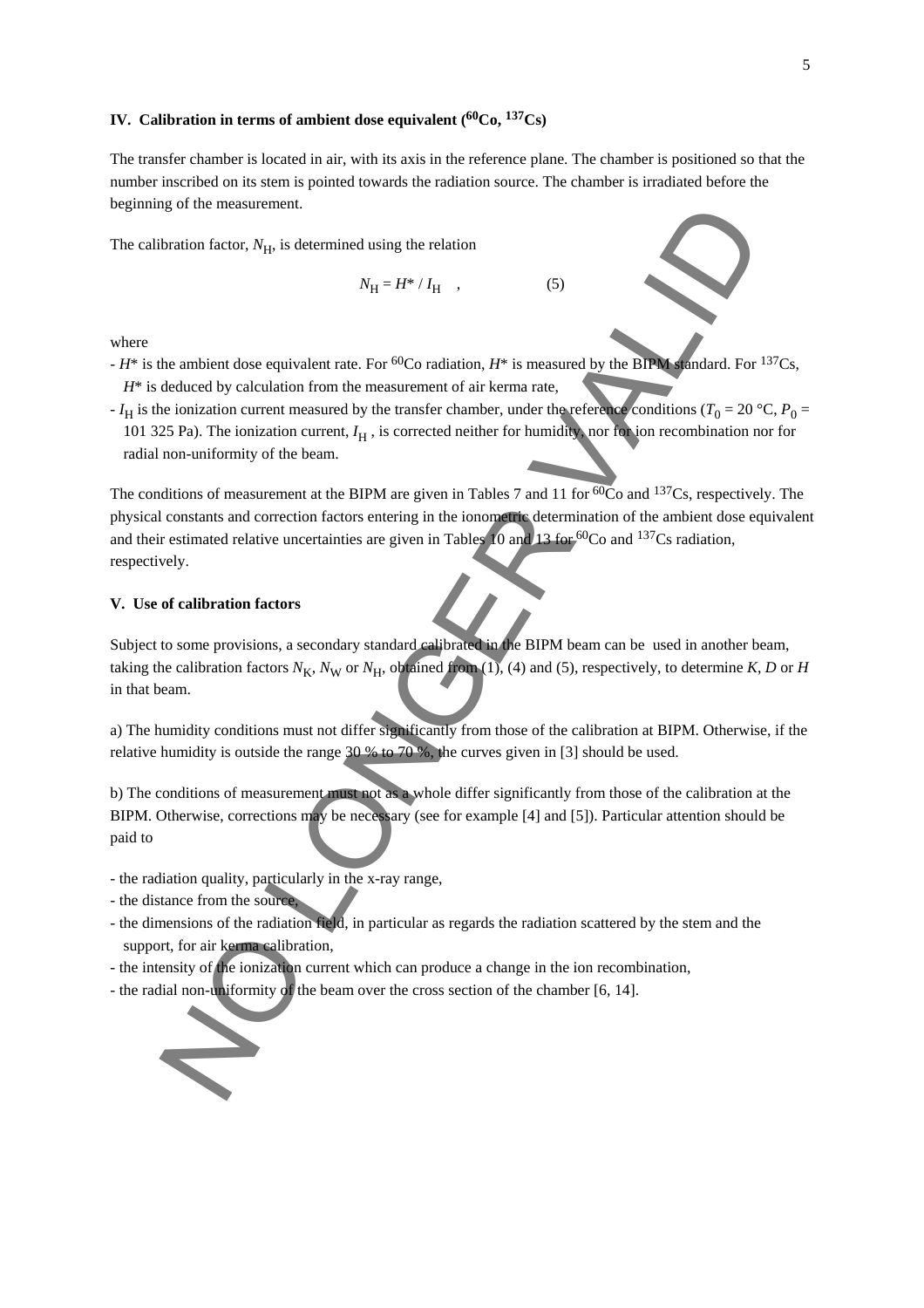## IV. Calibration in terms of ambient dose equivalent ($^{60}$Co, $^{137}$Cs)

The transfer chamber is located in air, with its axis in the reference plane. The chamber is positioned so that the number inscribed on its stem is pointed towards the radiation source. The chamber is irradiated before the beginning of the measurement.

The calibration factor, $N_H$, is determined using the relation

$$N_H = H^* / I_H \quad , \qquad (5)$$

where

- $H^*$ is the ambient dose equivalent rate. For $^{60}$Co radiation, $H^*$ is measured by the BIPM standard. For $^{137}$Cs, $H^*$ is deduced by calculation from the measurement of air kerma rate,
- $I_H$ is the ionization current measured by the transfer chamber, under the reference conditions ($T_0$ = 20 °C, $P_0$ = 101 325 Pa). The ionization current, $I_H$ , is corrected neither for humidity, nor for ion recombination nor for radial non-uniformity of the beam.

The conditions of measurement at the BIPM are given in Tables 7 and 11 for $^{60}$Co and $^{137}$Cs, respectively. The physical constants and correction factors entering in the ionometric determination of the ambient dose equivalent and their estimated relative uncertainties are given in Tables 10 and 13 for $^{60}$Co and $^{137}$Cs radiation, respectively.

## V. Use of calibration factors

Subject to some provisions, a secondary standard calibrated in the BIPM beam can be used in another beam, taking the calibration factors $N_K$, $N_W$ or $N_H$, obtained from (1), (4) and (5), respectively, to determine $K$, $D$ or $H$ in that beam.

a) The humidity conditions must not differ significantly from those of the calibration at BIPM. Otherwise, if the relative humidity is outside the range 30 % to 70 %, the curves given in [3] should be used.

b) The conditions of measurement must not as a whole differ significantly from those of the calibration at the BIPM. Otherwise, corrections may be necessary (see for example [4] and [5]). Particular attention should be paid to

- the radiation quality, particularly in the x-ray range,
- the distance from the source,
- the dimensions of the radiation field, in particular as regards the radiation scattered by the stem and the support, for air kerma calibration,
- the intensity of the ionization current which can produce a change in the ion recombination,
- the radial non-uniformity of the beam over the cross section of the chamber [6, 14].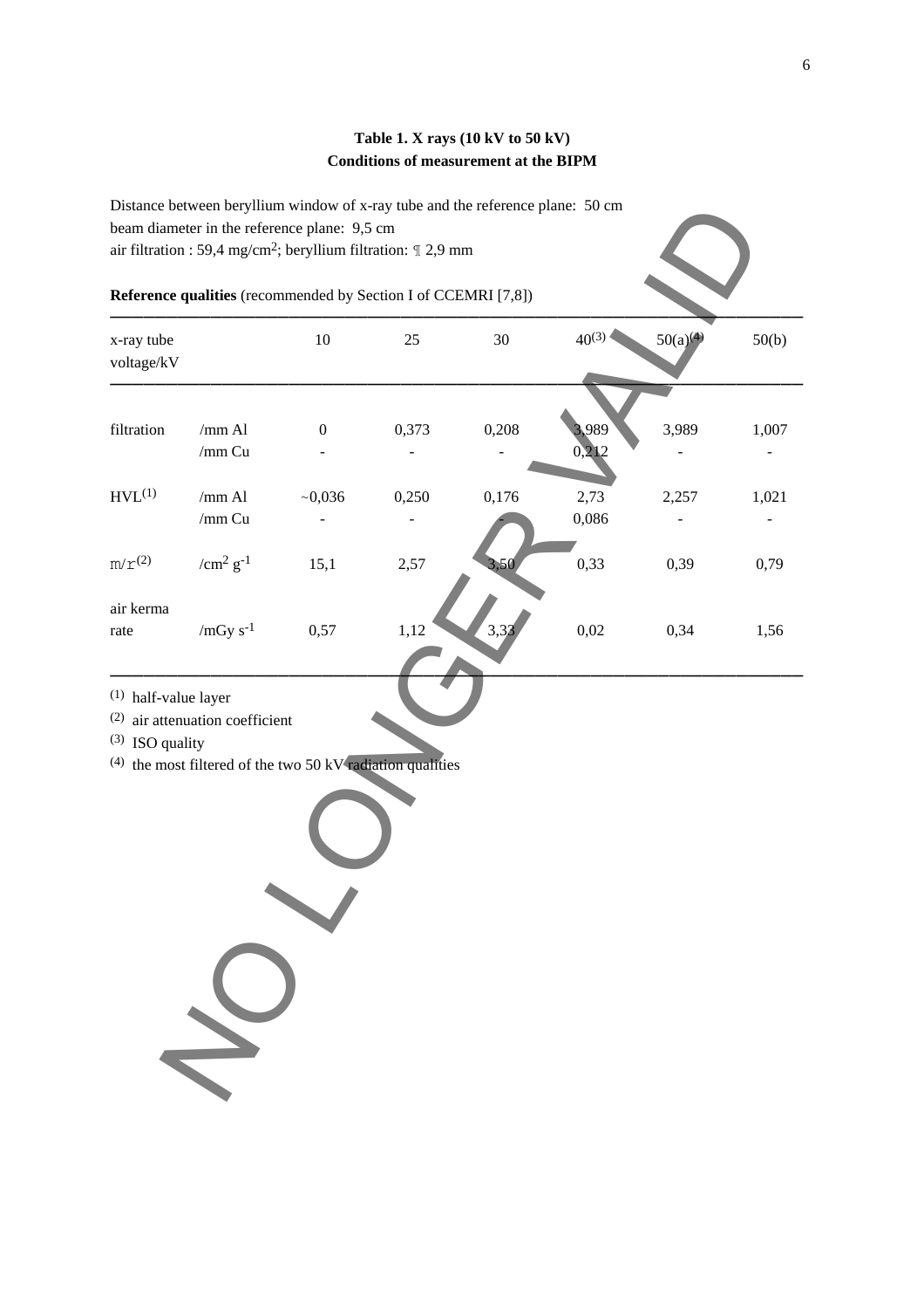**Table 1. X rays (10 kV to 50 kV)**
**Conditions of measurement at the BIPM**

Distance between beryllium window of x-ray tube and the reference plane: 50 cm
beam diameter in the reference plane: 9,5 cm
air filtration : 59,4 mg/cm$^2$; beryllium filtration: ¶ 2,9 mm

**Reference qualities** (recommended by Section I of CCEMRI [7,8])

| x-ray tube voltage/kV | | 10 | 25 | 30 | 40[3] | 50(a)[4] | 50(b) |
|---|---|---|---|---|---|---|---|
| filtration | /mm Al | 0 | 0,373 | 0,208 | 3,989 | 3,989 | 1,007 |
| | /mm Cu | - | - | - | 0,212 | - | - |
| HVL[1] | /mm Al | ~0,036 | 0,250 | 0,176 | 2,73 | 2,257 | 1,021 |
| | /mm Cu | - | - | - | 0,086 | - | - |
| $\mu/\rho$[2] | /cm$^2$ g$^{-1}$ | 15,1 | 2,57 | 3,50 | 0,33 | 0,39 | 0,79 |
| air kerma rate | /mGy s$^{-1}$ | 0,57 | 1,12 | 3,33 | 0,02 | 0,34 | 1,56 |

[1] half-value layer
[2] air attenuation coefficient
[3] ISO quality
[4] the most filtered of the two 50 kV radiation qualities

NO LONGER VALID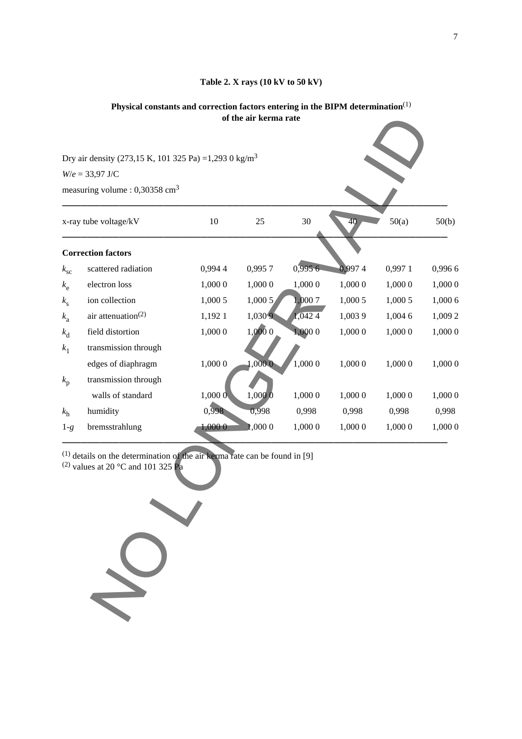**Table 2. X rays (10 kV to 50 kV)**

**Physical constants and correction factors entering in the BIPM determination[1] of the air kerma rate**

Dry air density (273,15 K, 101 325 Pa) =1,293 0 kg/m$^3$

$W/e$ = 33,97 J/C

measuring volume : 0,30358 cm$^3$

| x-ray tube voltage/kV | | 10 | 25 | 30 | 40 | 50(a) | 50(b) |
|---|---|---|---|---|---|---|---|
| **Correction factors** | | | | | | | |
| $k_{sc}$ | scattered radiation | 0,994 4 | 0,995 7 | 0,995 6 | 0,997 4 | 0,997 1 | 0,996 6 |
| $k_e$ | electron loss | 1,000 0 | 1,000 0 | 1,000 0 | 1,000 0 | 1,000 0 | 1,000 0 |
| $k_s$ | ion collection | 1,000 5 | 1,000 5 | 1,000 7 | 1,000 5 | 1,000 5 | 1,000 6 |
| $k_a$ | air attenuation[2] | 1,192 1 | 1,030 9 | 1,042 4 | 1,003 9 | 1,004 6 | 1,009 2 |
| $k_d$ | field distortion | 1,000 0 | 1,000 0 | 1,000 0 | 1,000 0 | 1,000 0 | 1,000 0 |
| $k_l$ | transmission through edges of diaphragm | 1,000 0 | 1,000 0 | 1,000 0 | 1,000 0 | 1,000 0 | 1,000 0 |
| $k_p$ | transmission through walls of standard | 1,000 0 | 1,000 0 | 1,000 0 | 1,000 0 | 1,000 0 | 1,000 0 |
| $k_h$ | humidity | 0,998 | 0,998 | 0,998 | 0,998 | 0,998 | 0,998 |
| $1\text{-}g$ | bremsstrahlung | 1,000 0 | 1,000 0 | 1,000 0 | 1,000 0 | 1,000 0 | 1,000 0 |

[1] details on the determination of the air kerma rate can be found in [9]

[2] values at 20 °C and 101 325 Pa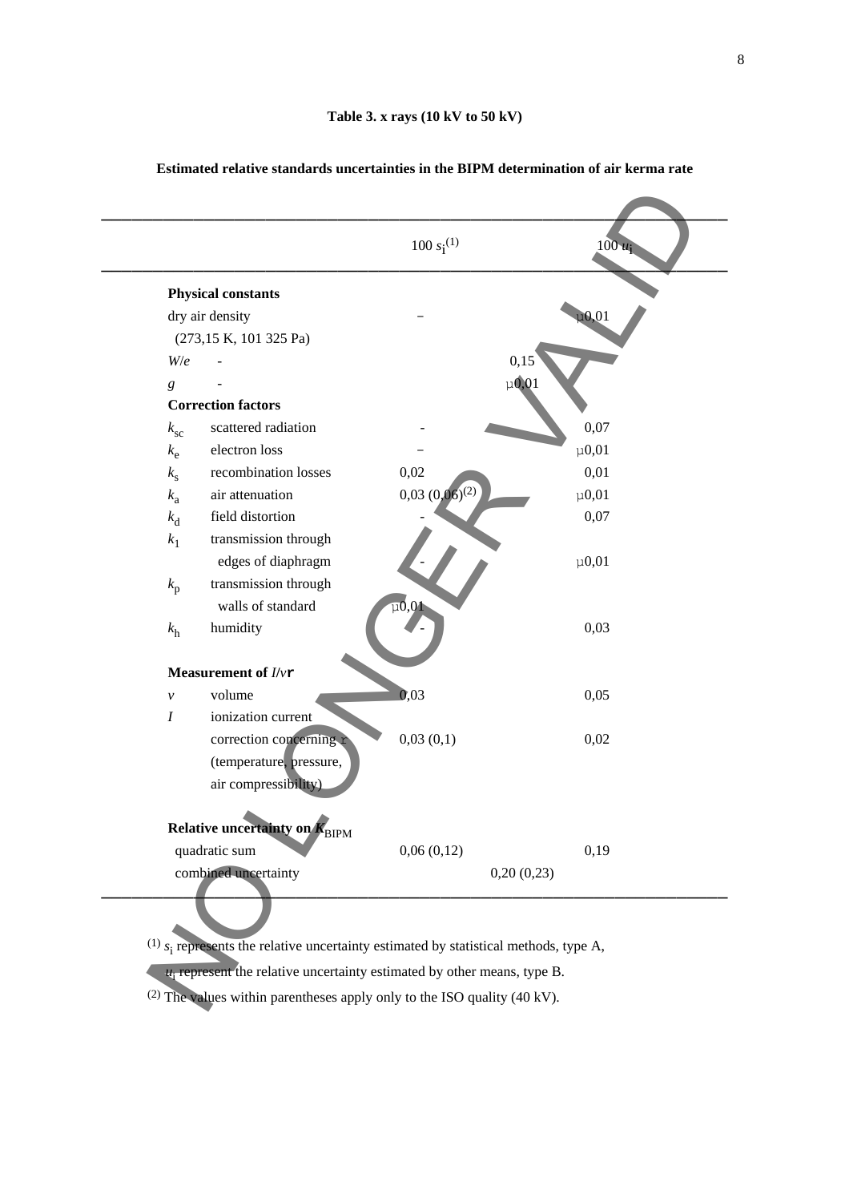**Table 3. x rays (10 kV to 50 kV)**

**Estimated relative standards uncertainties in the BIPM determination of air kerma rate**

| | | $100\, s_i$[(1)] | $100\, u_i$ |
|---|---|---|---|
| **Physical constants** | | | |
| dry air density | | – | µ0,01 |
| (273,15 K, 101 325 Pa) | | | |
| $W/e$ | - | | 0,15 |
| $g$ | - | | µ0,01 |
| **Correction factors** | | | |
| $k_{sc}$ | scattered radiation | - | 0,07 |
| $k_e$ | electron loss | – | µ0,01 |
| $k_s$ | recombination losses | 0,02 | 0,01 |
| $k_a$ | air attenuation | 0,03 (0,06)[(2)] | µ0,01 |
| $k_d$ | field distortion | - | 0,07 |
| $k_1$ | transmission through edges of diaphragm | - | µ0,01 |
| $k_p$ | transmission through walls of standard | µ0,01 | |
| $k_h$ | humidity | - | 0,03 |
| **Measurement of $I/v\rho$** | | | |
| $v$ | volume | 0,03 | 0,05 |
| $I$ | ionization current | | |
| | correction concerning $\rho$ (temperature, pressure, air compressibility) | 0,03 (0,1) | 0,02 |
| **Relative uncertainty on $K_{BIPM}$** | | | |
| quadratic sum | | 0,06 (0,12) | 0,19 |
| combined uncertainty | | 0,20 (0,23) | |

(1) $s_i$ represents the relative uncertainty estimated by statistical methods, type A, $u_i$ represent the relative uncertainty estimated by other means, type B.

(2) The values within parentheses apply only to the ISO quality (40 kV).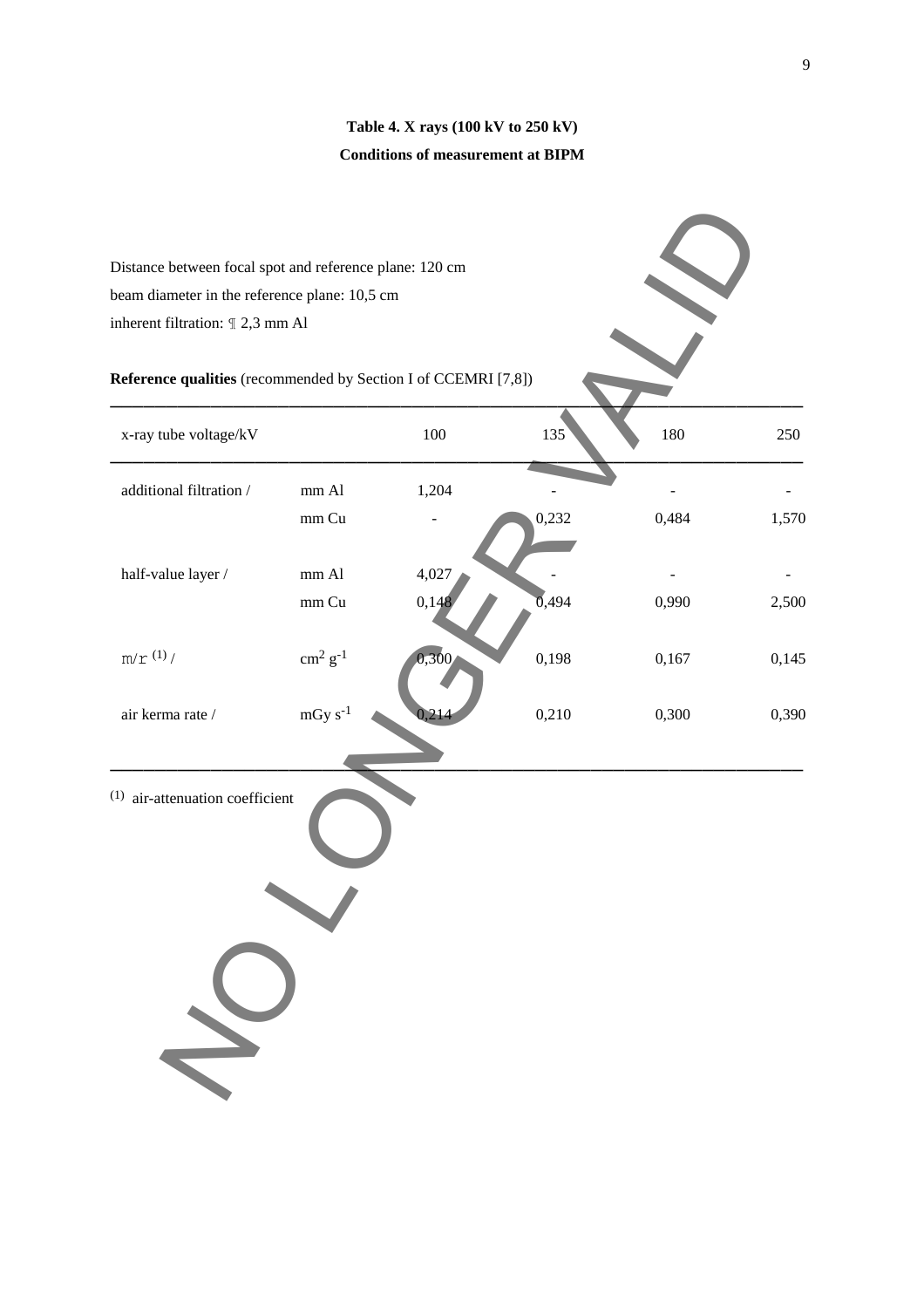**Table 4. X rays (100 kV to 250 kV)**

**Conditions of measurement at BIPM**

Distance between focal spot and reference plane: 120 cm

beam diameter in the reference plane: 10,5 cm

inherent filtration: ¶ 2,3 mm Al

**Reference qualities** (recommended by Section I of CCEMRI [7,8])

| x-ray tube voltage/kV | | 100 | 135 | 180 | 250 |
|---|---|---|---|---|---|
| additional filtration / | mm Al | 1,204 | - | - | - |
| | mm Cu | - | 0,232 | 0,484 | 1,570 |
| half-value layer / | mm Al | 4,027 | - | - | - |
| | mm Cu | 0,148 | 0,494 | 0,990 | 2,500 |
| m/r [(1)] / | $cm^2\ g^{-1}$ | 0,300 | 0,198 | 0,167 | 0,145 |
| air kerma rate / | $mGy\ s^{-1}$ | 0,214 | 0,210 | 0,300 | 0,390 |

[(1)] air-attenuation coefficient

NO LONGER VALID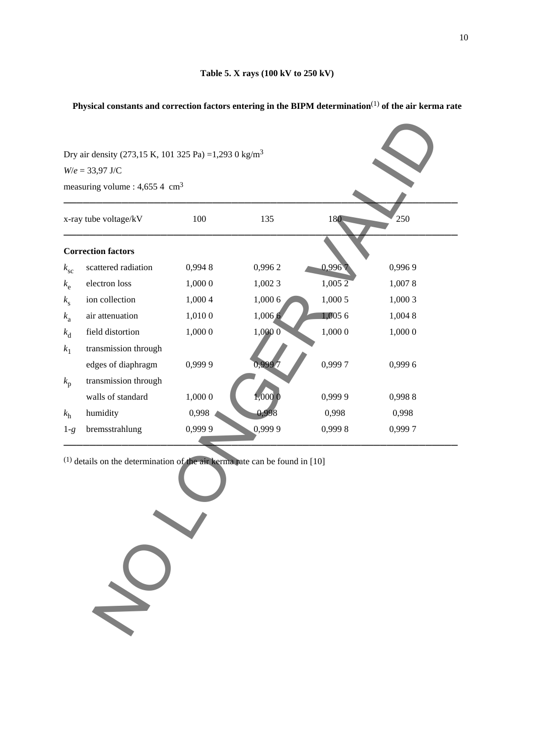**Table 5. X rays (100 kV to 250 kV)**

**Physical constants and correction factors entering in the BIPM determination[(1)] of the air kerma rate**

Dry air density (273,15 K, 101 325 Pa) =1,293 0 kg/m$^3$

$W/e$ = 33,97 J/C

measuring volume : 4,655 4 cm$^3$

| x-ray tube voltage/kV | | 100 | 135 | 180 | 250 |
|---|---|---|---|---|---|
| **Correction factors** | | | | | |
| $k_{sc}$ | scattered radiation | 0,994 8 | 0,996 2 | 0,996 7 | 0,996 9 |
| $k_e$ | electron loss | 1,000 0 | 1,002 3 | 1,005 2 | 1,007 8 |
| $k_s$ | ion collection | 1,000 4 | 1,000 6 | 1,000 5 | 1,000 3 |
| $k_a$ | air attenuation | 1,010 0 | 1,006 6 | 1,005 6 | 1,004 8 |
| $k_d$ | field distortion | 1,000 0 | 1,000 0 | 1,000 0 | 1,000 0 |
| $k_1$ | transmission through edges of diaphragm | 0,999 9 | 0,999 7 | 0,999 7 | 0,999 6 |
| $k_p$ | transmission through walls of standard | 1,000 0 | 1,000 0 | 0,999 9 | 0,998 8 |
| $k_h$ | humidity | 0,998 | 0,998 | 0,998 | 0,998 |
| $1-g$ | bremsstrahlung | 0,999 9 | 0,999 9 | 0,999 8 | 0,999 7 |

(1) details on the determination of the air kerma rate can be found in [10]

NO LONGER VALID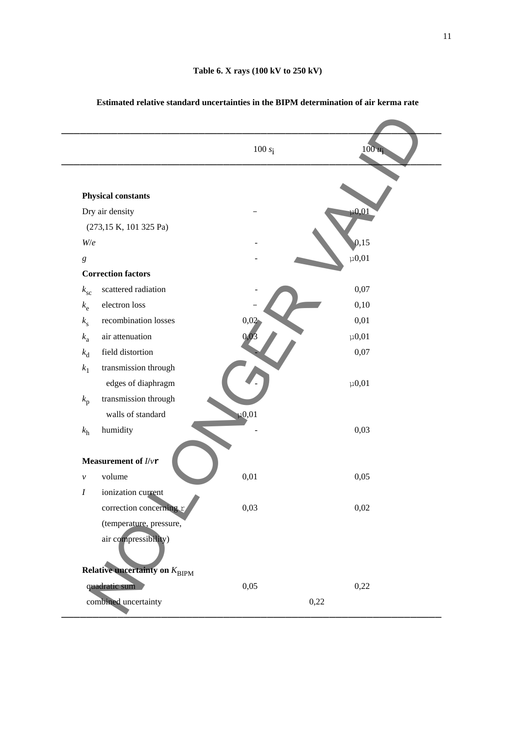**Table 6. X rays (100 kV to 250 kV)**

**Estimated relative standard uncertainties in the BIPM determination of air kerma rate**

| | | $100\ s_i$ | $100\ u_i$ |
|---|---|---|---|
| **Physical constants** | | | |
| Dry air density (273,15 K, 101 325 Pa) | | – | µ0,01 |
| $W/e$ | | - | 0,15 |
| $g$ | | - | µ0,01 |
| **Correction factors** | | | |
| $k_{sc}$ | scattered radiation | - | 0,07 |
| $k_e$ | electron loss | – | 0,10 |
| $k_s$ | recombination losses | 0,02 | 0,01 |
| $k_a$ | air attenuation | 0,03 | µ0,01 |
| $k_d$ | field distortion | - | 0,07 |
| $k_1$ | transmission through edges of diaphragm | - | µ0,01 |
| $k_p$ | transmission through walls of standard | µ0,01 | |
| $k_h$ | humidity | - | 0,03 |
| **Measurement of $I/v\rho$** | | | |
| $v$ | volume | 0,01 | 0,05 |
| $I$ | ionization current | | |
| | correction concerning $\rho$ (temperature, pressure, air compressibility) | 0,03 | 0,02 |
| **Relative uncertainty on $K_{BIPM}$** | | | |
| quadratic sum | | 0,05 | 0,22 |
| combined uncertainty | | 0,22 | |

NO LONGER VALID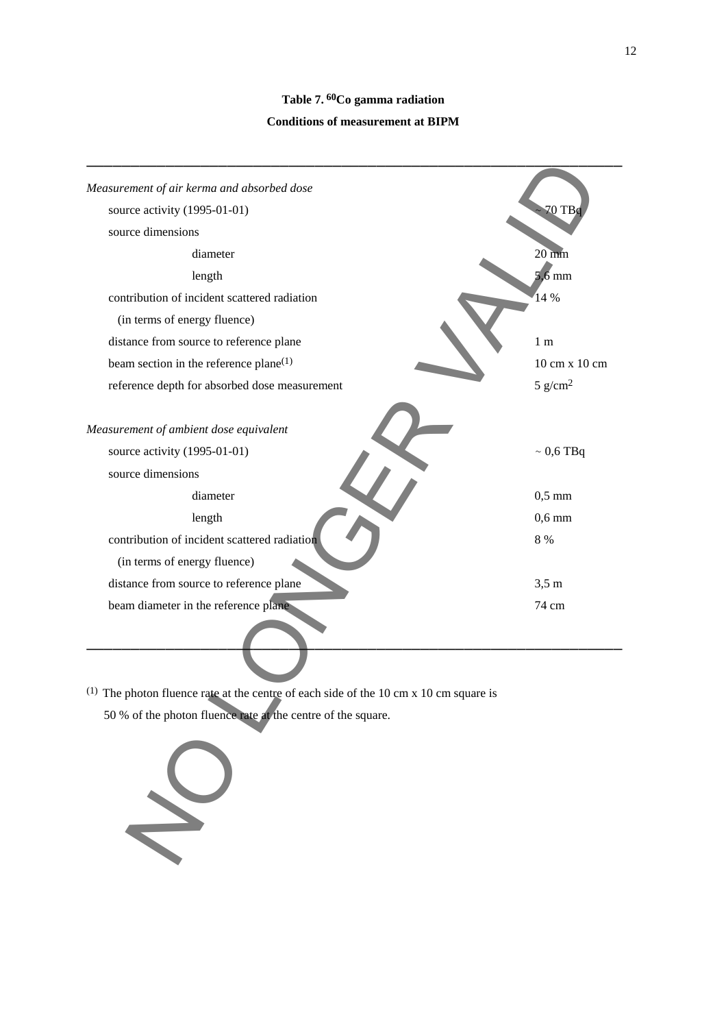**Table 7. $^{60}$Co gamma radiation**

**Conditions of measurement at BIPM**

| | |
|---|---|
| *Measurement of air kerma and absorbed dose* | |
| source activity (1995-01-01) | ~ 70 TBq |
| source dimensions | |
| diameter | 20 mm |
| length | 5,6 mm |
| contribution of incident scattered radiation (in terms of energy fluence) | 14 % |
| distance from source to reference plane | 1 m |
| beam section in the reference plane[(1)] | 10 cm x 10 cm |
| reference depth for absorbed dose measurement | 5 g/cm$^2$ |
| *Measurement of ambient dose equivalent* | |
| source activity (1995-01-01) | ~ 0,6 TBq |
| source dimensions | |
| diameter | 0,5 mm |
| length | 0,6 mm |
| contribution of incident scattered radiation (in terms of energy fluence) | 8 % |
| distance from source to reference plane | 3,5 m |
| beam diameter in the reference plane | 74 cm |

[(1)] The photon fluence rate at the centre of each side of the 10 cm x 10 cm square is 50 % of the photon fluence rate at the centre of the square.

NO LONGER VALID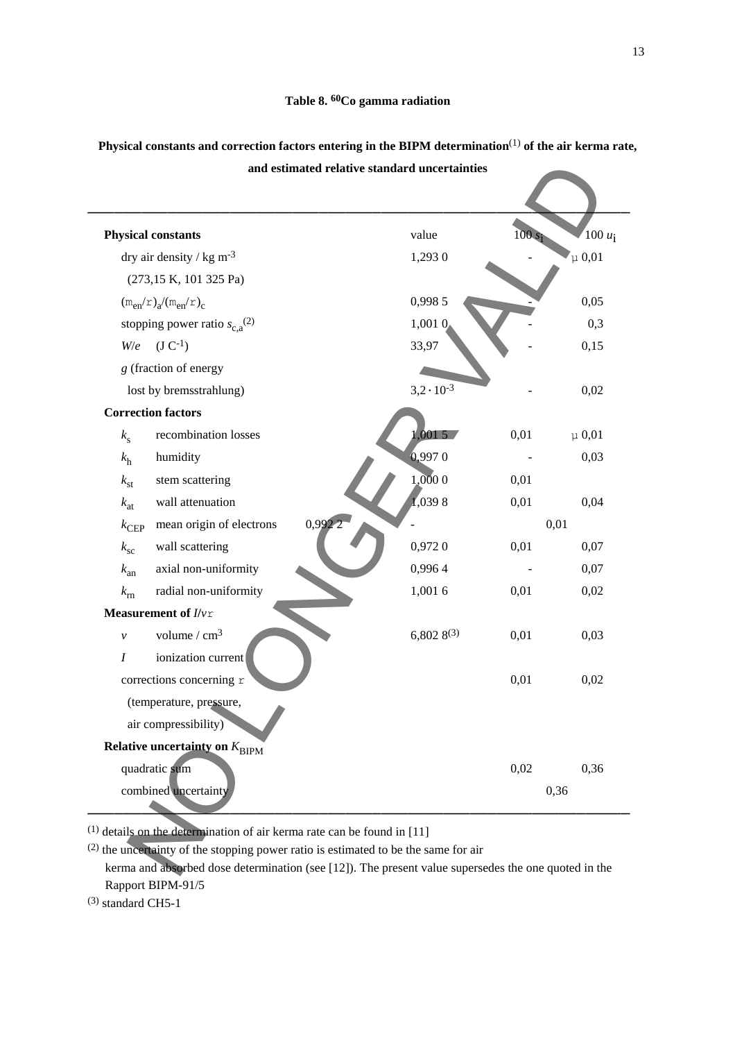**Table 8. $^{60}$Co gamma radiation**

**Physical constants and correction factors entering in the BIPM determination**(1) **of the air kerma rate, and estimated relative standard uncertainties**

| | | value | $100\ s_i$ | $100\ u_i$ |
|---|---|---|---|---|
| **Physical constants** | | | | |
| dry air density / kg m$^{-3}$ (273,15 K, 101 325 Pa) | | 1,293 0 | - | µ 0,01 |
| $(\mu_{en}/\rho)_a/(\mu_{en}/\rho)_c$ | | 0,998 5 | - | 0,05 |
| stopping power ratio $s_{c,a}$(2) | | 1,001 0 | - | 0,3 |
| $W/e$ (J C$^{-1}$) | | 33,97 | - | 0,15 |
| $g$ (fraction of energy lost by bremsstrahlung) | | $3{,}2 \cdot 10^{-3}$ | - | 0,02 |
| **Correction factors** | | | | |
| $k_s$ | recombination losses | 1,001 5 | 0,01 | µ 0,01 |
| $k_h$ | humidity | 0,997 0 | - | 0,03 |
| $k_{st}$ | stem scattering | 1,000 0 | 0,01 | |
| $k_{at}$ | wall attenuation | 1,039 8 | 0,01 | 0,04 |
| $k_{CEP}$ | mean origin of electrons | 0,992 2 | - | 0,01 |
| $k_{sc}$ | wall scattering | 0,972 0 | 0,01 | 0,07 |
| $k_{an}$ | axial non-uniformity | 0,996 4 | - | 0,07 |
| $k_{rn}$ | radial non-uniformity | 1,001 6 | 0,01 | 0,02 |
| **Measurement of $I/v\rho$** | | | | |
| $v$ | volume / cm$^3$ | 6,802 8(3) | 0,01 | 0,03 |
| $I$ | ionization current | | | |
| corrections concerning $\rho$ (temperature, pressure, air compressibility) | | | 0,01 | 0,02 |
| **Relative uncertainty on $K_{BIPM}$** | | | | |
| quadratic sum | | | 0,02 | 0,36 |
| combined uncertainty | | | 0,36 | |

(1) details on the determination of air kerma rate can be found in [11]

(2) the uncertainty of the stopping power ratio is estimated to be the same for air kerma and absorbed dose determination (see [12]). The present value supersedes the one quoted in the Rapport BIPM-91/5

(3) standard CH5-1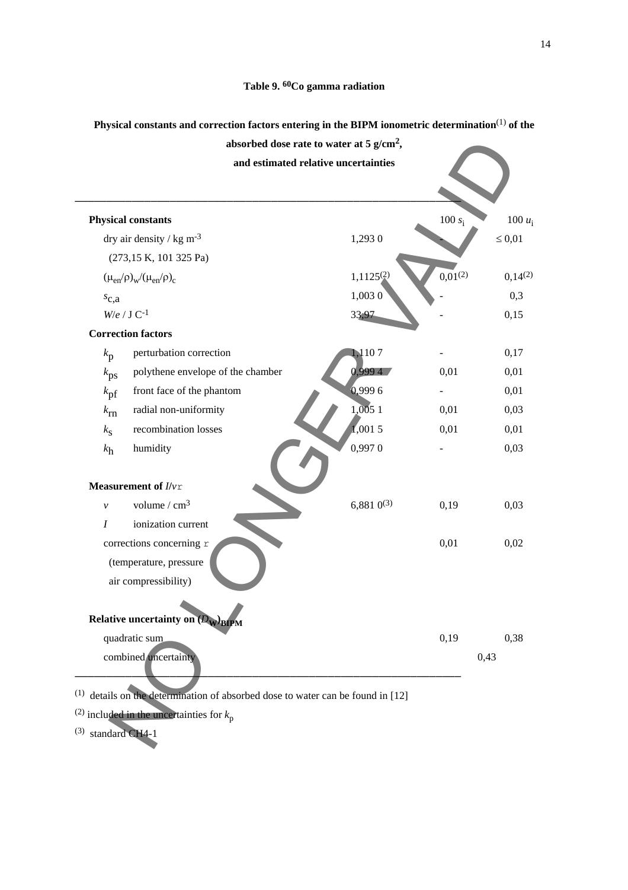**Table 9. $^{60}$Co gamma radiation**

**Physical constants and correction factors entering in the BIPM ionometric determination[(1)] of the absorbed dose rate to water at 5 g/cm$^2$, and estimated relative uncertainties**

| | | | $100\, s_i$ | $100\, u_i$ |
|---|---|---|---|---|
| **Physical constants** | | | | |
| dry air density / kg m$^{-3}$ (273,15 K, 101 325 Pa) | | 1,293 0 | - | ≤ 0,01 |
| $(\mu_{en}/\rho)_w/(\mu_{en}/\rho)_c$ | | 1,1125[(2)] | 0,01[(2)] | 0,14[(2)] |
| $s_{c,a}$ | | 1,003 0 | - | 0,3 |
| $W/e$ / J C$^{-1}$ | | 33,97 | - | 0,15 |
| **Correction factors** | | | | |
| $k_p$ | perturbation correction | 1,110 7 | - | 0,17 |
| $k_{ps}$ | polythene envelope of the chamber | 0,999 4 | 0,01 | 0,01 |
| $k_{pf}$ | front face of the phantom | 0,999 6 | - | 0,01 |
| $k_{rn}$ | radial non-uniformity | 1,005 1 | 0,01 | 0,03 |
| $k_s$ | recombination losses | 1,001 5 | 0,01 | 0,01 |
| $k_h$ | humidity | 0,997 0 | - | 0,03 |
| **Measurement of $I/v\rho$** | | | | |
| $v$ | volume / cm$^3$ | 6,881 0[(3)] | 0,19 | 0,03 |
| $I$ | ionization current | | | |
| corrections concerning $\rho$ (temperature, pressure air compressibility) | | | 0,01 | 0,02 |
| **Relative uncertainty on $(\dot{D}_w)_{BIPM}$** | | | | |
| quadratic sum | | | 0,19 | 0,38 |
| combined uncertainty | | | 0,43 | |

(1) details on the determination of absorbed dose to water can be found in [12]

(2) included in the uncertainties for $k_p$

(3) standard CH4-1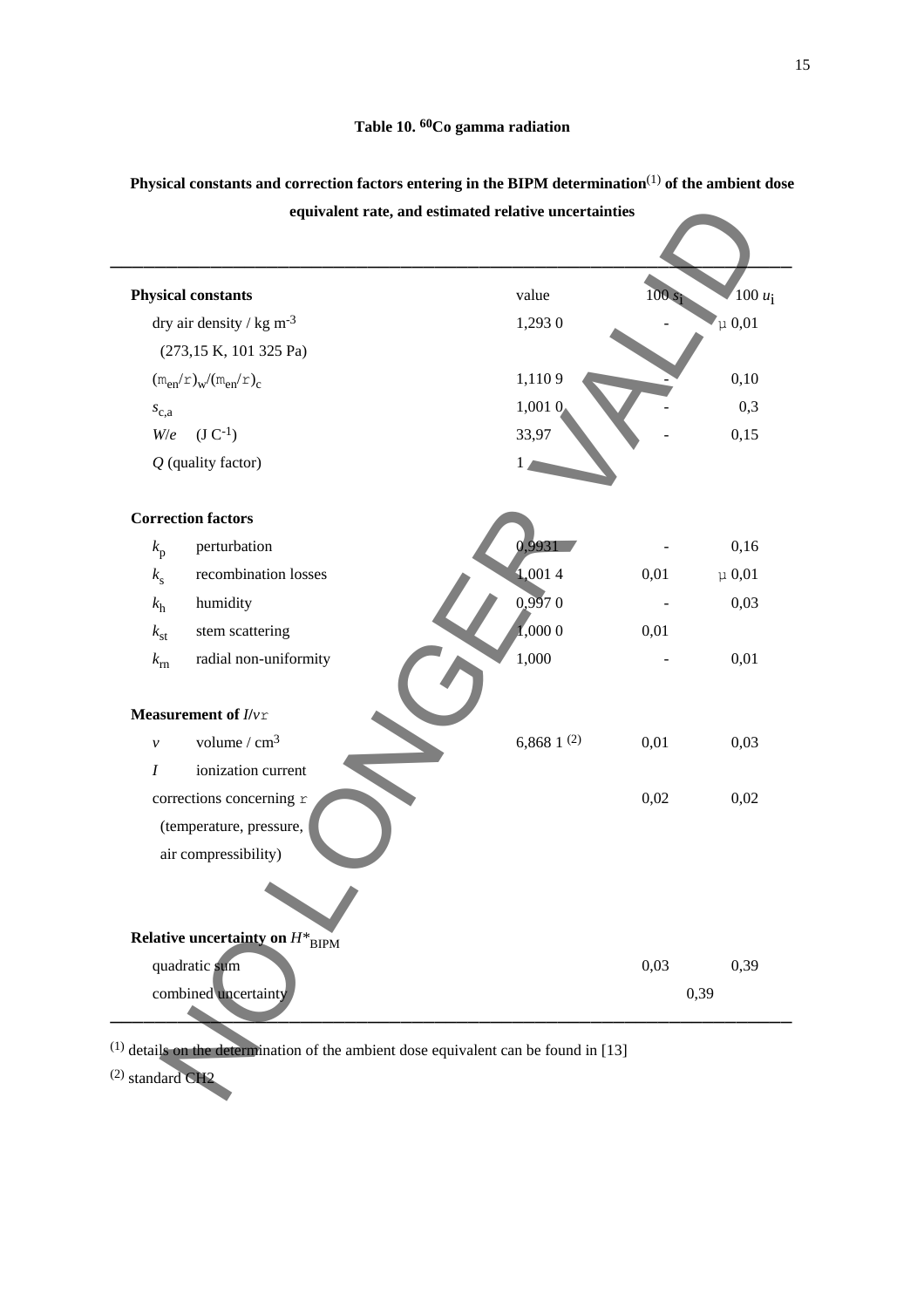### Table 10. $^{60}$Co gamma radiation

**Physical constants and correction factors entering in the BIPM determination[(1)] of the ambient dose equivalent rate, and estimated relative uncertainties**

| | | value | $100\ s_i$ | $100\ u_i$ |
|---|---|---|---|---|
| **Physical constants** | | | | |
| dry air density / kg m$^{-3}$ (273,15 K, 101 325 Pa) | | 1,293 0 | - | µ 0,01 |
| $(\mu_{en}/\rho)_w/(\mu_{en}/\rho)_c$ | | 1,110 9 | - | 0,10 |
| $s_{c,a}$ | | 1,001 0 | - | 0,3 |
| $W/e$ (J C$^{-1}$) | | 33,97 | - | 0,15 |
| $Q$ (quality factor) | | 1 | | |
| **Correction factors** | | | | |
| $k_p$ | perturbation | 0,9931 | - | 0,16 |
| $k_s$ | recombination losses | 1,001 4 | 0,01 | µ 0,01 |
| $k_h$ | humidity | 0,997 0 | - | 0,03 |
| $k_{st}$ | stem scattering | 1,000 0 | 0,01 | |
| $k_{rn}$ | radial non-uniformity | 1,000 | - | 0,01 |
| **Measurement of $I/v\rho$** | | | | |
| $v$ | volume / cm$^3$ | 6,868 1 [(2)] | 0,01 | 0,03 |
| $I$ | ionization current | | | |
| corrections concerning $\rho$ (temperature, pressure, air compressibility) | | | 0,02 | 0,02 |
| **Relative uncertainty on $H^*_{BIPM}$** | | | | |
| quadratic sum | | | 0,03 | 0,39 |
| combined uncertainty | | | 0,39 | |

(1) details on the determination of the ambient dose equivalent can be found in [13]

(2) standard CH2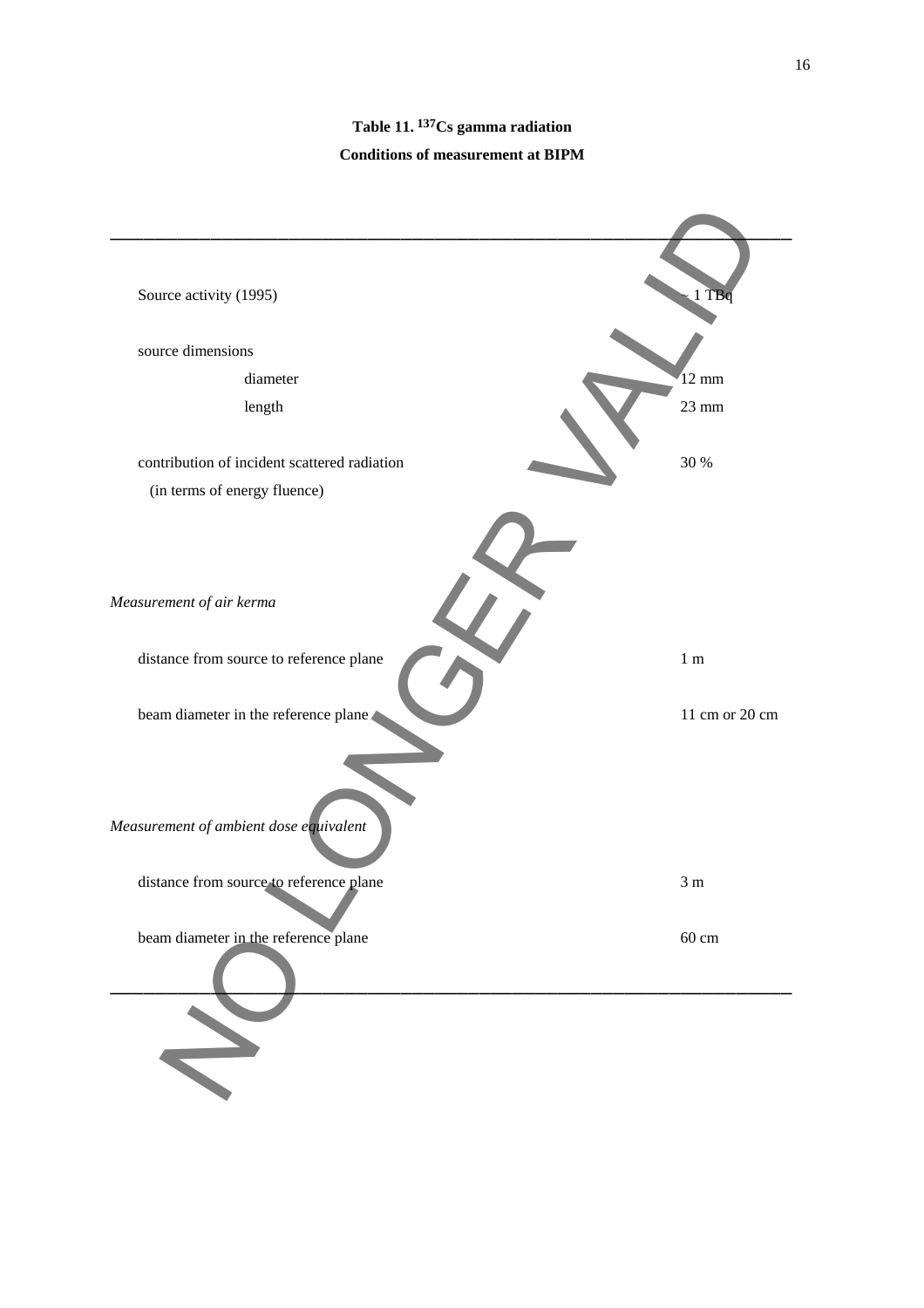**Table 11. $^{137}$Cs gamma radiation**

**Conditions of measurement at BIPM**

| | |
|---|---|
| Source activity (1995) | ~ 1 TBq |
| source dimensions | |
| diameter | 12 mm |
| length | 23 mm |
| contribution of incident scattered radiation (in terms of energy fluence) | 30 % |
| *Measurement of air kerma* | |
| distance from source to reference plane | 1 m |
| beam diameter in the reference plane | 11 cm or 20 cm |
| *Measurement of ambient dose equivalent* | |
| distance from source to reference plane | 3 m |
| beam diameter in the reference plane | 60 cm |

NO LONGER VALID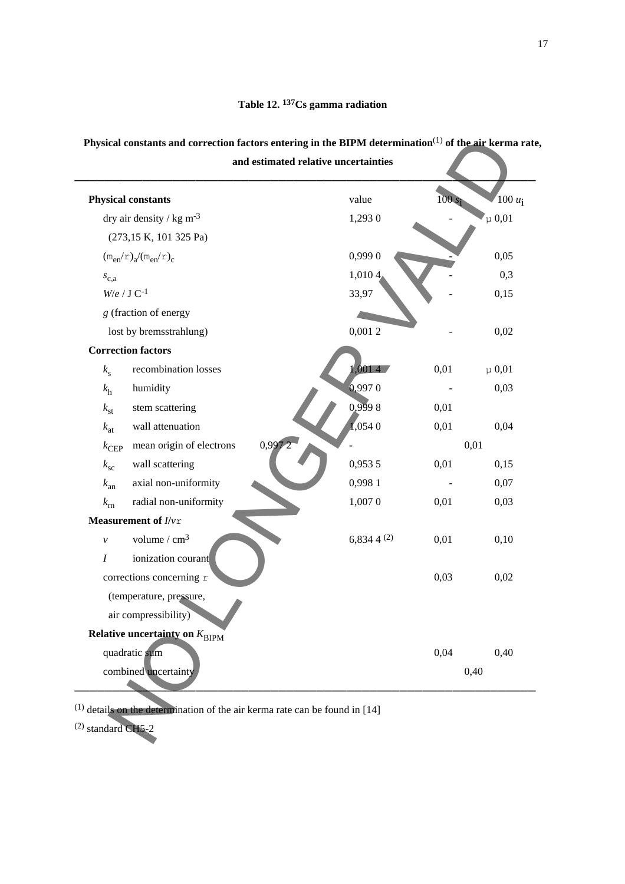**Table 12. $^{137}$Cs gamma radiation**

**Physical constants and correction factors entering in the BIPM determination(1) of the air kerma rate, and estimated relative uncertainties**

| | | value | 100 $s_i$ | 100 $u_i$ |
|---|---|---|---|---|
| **Physical constants** | | | | |
| dry air density / kg m$^{-3}$ (273,15 K, 101 325 Pa) | | 1,293 0 | - | µ 0,01 |
| $(\mu_{en}/\rho)_a/(\mu_{en}/\rho)_c$ | | 0,999 0 | - | 0,05 |
| $s_{c,a}$ | | 1,010 4 | - | 0,3 |
| $W/e$ / J C$^{-1}$ | | 33,97 | - | 0,15 |
| $g$ (fraction of energy lost by bremsstrahlung) | | 0,001 2 | - | 0,02 |
| **Correction factors** | | | | |
| $k_s$ | recombination losses | 1,001 4 | 0,01 | µ 0,01 |
| $k_h$ | humidity | 0,997 0 | - | 0,03 |
| $k_{st}$ | stem scattering | 0,999 8 | 0,01 | |
| $k_{at}$ | wall attenuation | 1,054 0 | 0,01 | 0,04 |
| $k_{CEP}$ | mean origin of electrons | 0,997 2 | - | 0,01 |
| $k_{sc}$ | wall scattering | 0,953 5 | 0,01 | 0,15 |
| $k_{an}$ | axial non-uniformity | 0,998 1 | - | 0,07 |
| $k_{rn}$ | radial non-uniformity | 1,007 0 | 0,01 | 0,03 |
| **Measurement of $I/v\rho$** | | | | |
| $v$ | volume / cm$^3$ | 6,834 4 (2) | 0,01 | 0,10 |
| $I$ | ionization courant | | | |
| corrections concerning $\rho$ (temperature, pressure, air compressibility) | | | 0,03 | 0,02 |
| **Relative uncertainty on $K_{BIPM}$** | | | | |
| quadratic sum | | | 0,04 | 0,40 |
| combined uncertainty | | | 0,40 | |

(1) details on the determination of the air kerma rate can be found in [14]

(2) standard CH5-2

NO LONGER VALID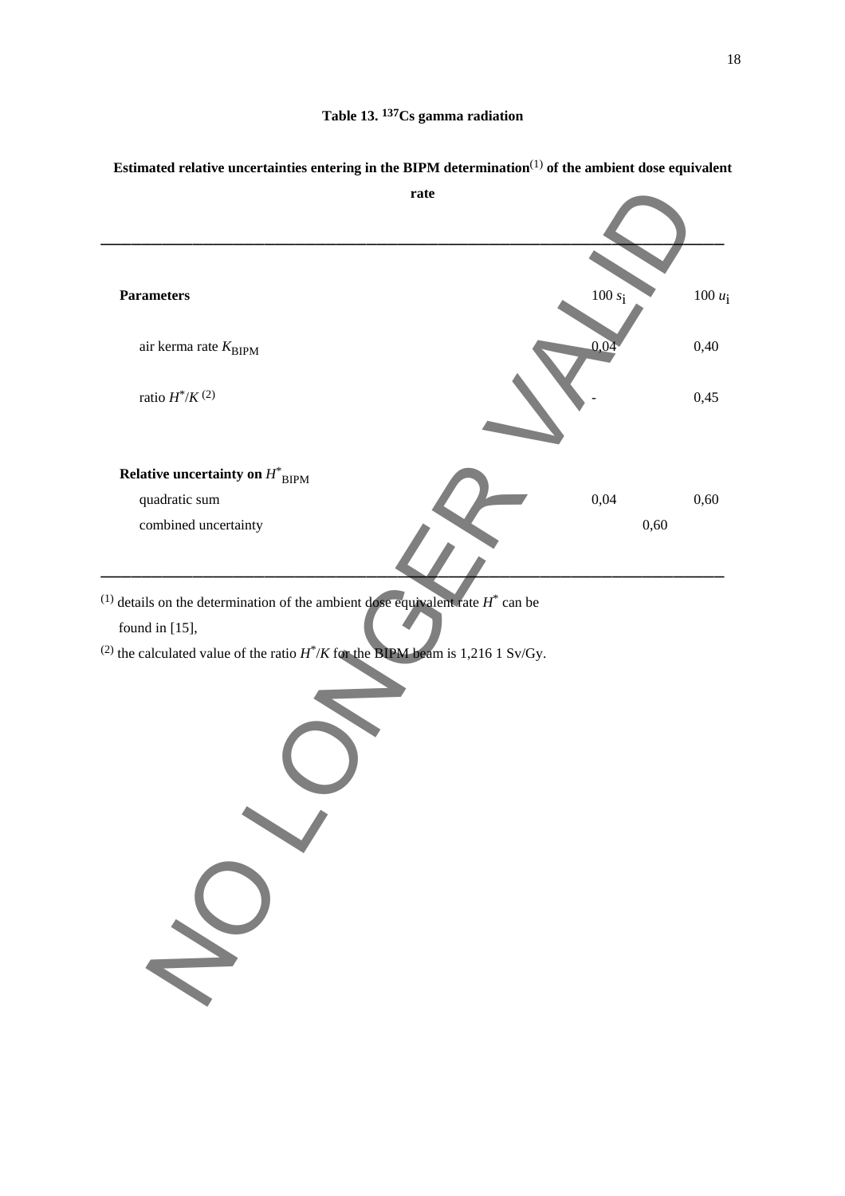**Table 13. $^{137}$Cs gamma radiation**

**Estimated relative uncertainties entering in the BIPM determination[(1)] of the ambient dose equivalent rate**

| **Parameters** | $100\, s_i$ | $100\, u_i$ |
|---|---|---|
| air kerma rate $K_{BIPM}$ | 0,04 | 0,40 |
| ratio $H^*/K$ [(2)] | - | 0,45 |
| **Relative uncertainty on $H^*_{BIPM}$** | | |
| quadratic sum | 0,04 | 0,60 |
| combined uncertainty | 0,60 | |

[(1)] details on the determination of the ambient dose equivalent rate $H^*$ can be found in [15],

[(2)] the calculated value of the ratio $H^*/K$ for the BIPM beam is 1,216 1 Sv/Gy.

NO LONGER VALID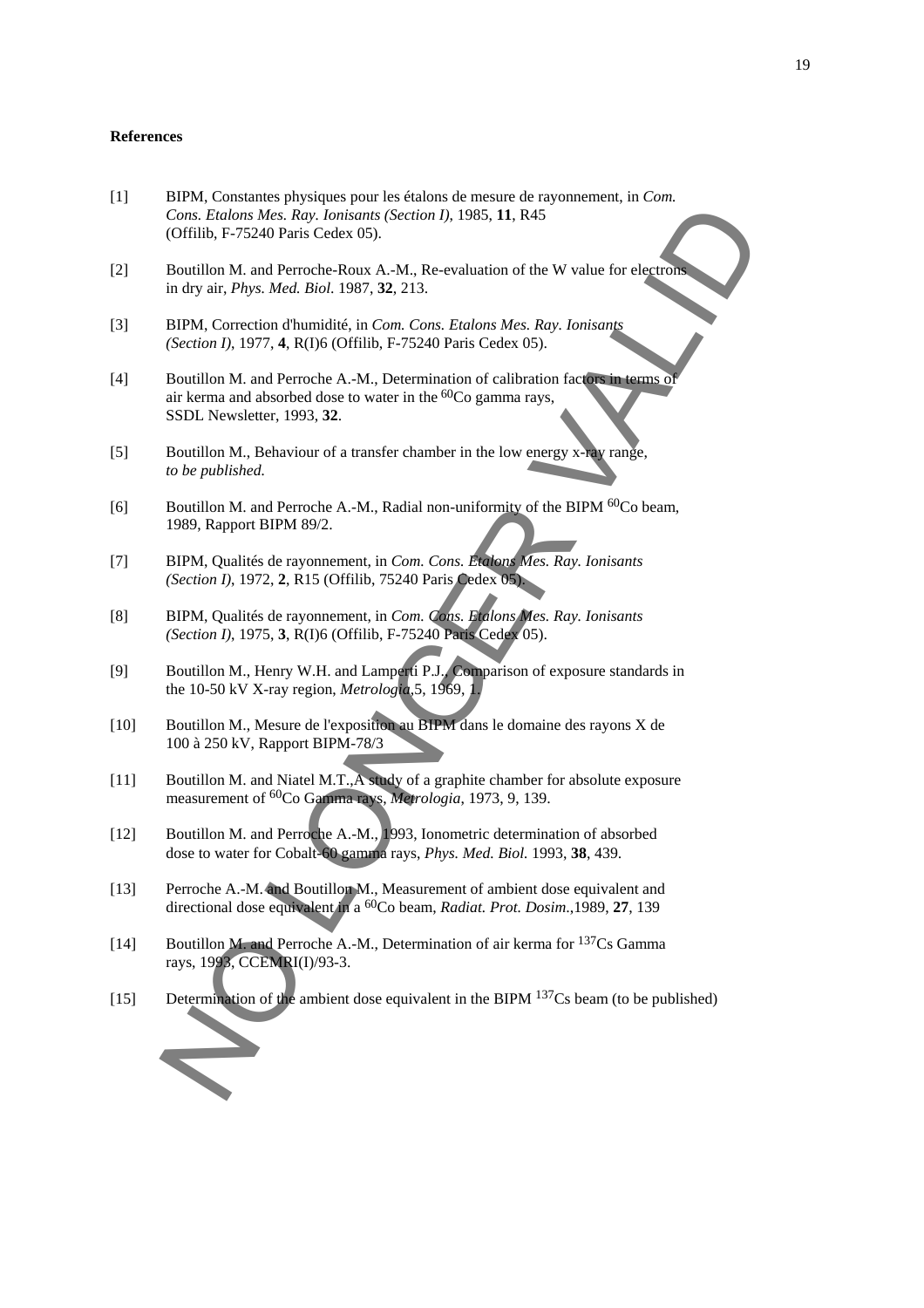**References**

[1] BIPM, Constantes physiques pour les étalons de mesure de rayonnement, in *Com. Cons. Etalons Mes. Ray. Ionisants (Section I)*, 1985, **11**, R45 (Offilib, F-75240 Paris Cedex 05).

[2] Boutillon M. and Perroche-Roux A.-M., Re-evaluation of the W value for electrons in dry air, *Phys. Med. Biol.* 1987, **32**, 213.

[3] BIPM, Correction d'humidité, in *Com. Cons. Etalons Mes. Ray. Ionisants (Section I)*, 1977, **4**, R(I)6 (Offilib, F-75240 Paris Cedex 05).

[4] Boutillon M. and Perroche A.-M., Determination of calibration factors in terms of air kerma and absorbed dose to water in the $^{60}$Co gamma rays, SSDL Newsletter, 1993, **32**.

[5] Boutillon M., Behaviour of a transfer chamber in the low energy x-ray range, *to be published.*

[6] Boutillon M. and Perroche A.-M., Radial non-uniformity of the BIPM $^{60}$Co beam, 1989, Rapport BIPM 89/2.

[7] BIPM, Qualités de rayonnement, in *Com. Cons. Etalons Mes. Ray. Ionisants (Section I)*, 1972, **2**, R15 (Offilib, 75240 Paris Cedex 05).

[8] BIPM, Qualités de rayonnement, in *Com. Cons. Etalons Mes. Ray. Ionisants (Section I)*, 1975, **3**, R(I)6 (Offilib, F-75240 Paris Cedex 05).

[9] Boutillon M., Henry W.H. and Lamperti P.J., Comparison of exposure standards in the 10-50 kV X-ray region, *Metrologia*,5, 1969, 1.

[10] Boutillon M., Mesure de l'exposition au BIPM dans le domaine des rayons X de 100 à 250 kV, Rapport BIPM-78/3

[11] Boutillon M. and Niatel M.T.,A study of a graphite chamber for absolute exposure measurement of $^{60}$Co Gamma rays, *Metrologia*, 1973, 9, 139.

[12] Boutillon M. and Perroche A.-M., 1993, Ionometric determination of absorbed dose to water for Cobalt-60 gamma rays, *Phys. Med. Biol.* 1993, **38**, 439.

[13] Perroche A.-M. and Boutillon M., Measurement of ambient dose equivalent and directional dose equivalent in a $^{60}$Co beam, *Radiat. Prot. Dosim*.,1989, **27**, 139

[14] Boutillon M. and Perroche A.-M., Determination of air kerma for $^{137}$Cs Gamma rays, 1993, CCEMRI(I)/93-3.

[15] Determination of the ambient dose equivalent in the BIPM $^{137}$Cs beam (to be published)